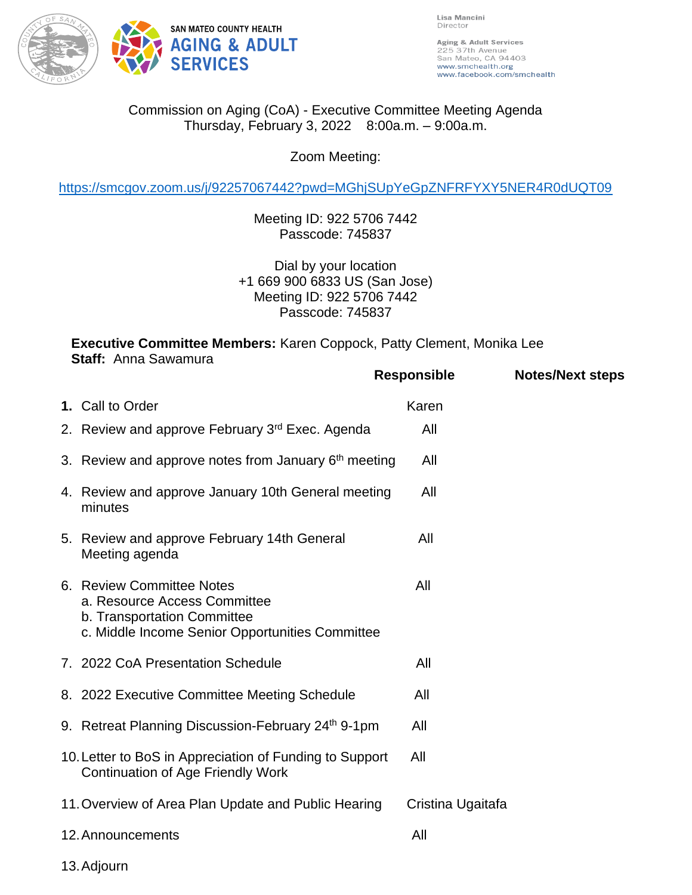SAN MATEO COUNTY HEALTH
**AGING & ADULT SERVICES**

Lisa Mancini
Director

Aging & Adult Services
225 37th Avenue
San Mateo, CA 94403
www.smchealth.org
www.facebook.com/smchealth

Commission on Aging (CoA) - Executive Committee Meeting Agenda
Thursday, February 3, 2022 8:00a.m. – 9:00a.m.

Zoom Meeting:

https://smcgov.zoom.us/j/92257067442?pwd=MGhjSUpYeGpZNFRFYXY5NER4R0dUQT09

Meeting ID: 922 5706 7442
Passcode: 745837

Dial by your location
+1 669 900 6833 US (San Jose)
Meeting ID: 922 5706 7442
Passcode: 745837

**Executive Committee Members:** Karen Coppock, Patty Clement, Monika Lee
**Staff:** Anna Sawamura

| | Responsible | Notes/Next steps |
|---|---|---|
| **1.** Call to Order | Karen | |
| 2. Review and approve February 3rd Exec. Agenda | All | |
| 3. Review and approve notes from January 6th meeting | All | |
| 4. Review and approve January 10th General meeting minutes | All | |
| 5. Review and approve February 14th General Meeting agenda | All | |
| 6. Review Committee Notes<br>a. Resource Access Committee<br>b. Transportation Committee<br>c. Middle Income Senior Opportunities Committee | All | |
| 7. 2022 CoA Presentation Schedule | All | |
| 8. 2022 Executive Committee Meeting Schedule | All | |
| 9. Retreat Planning Discussion-February 24th 9-1pm | All | |
| 10. Letter to BoS in Appreciation of Funding to Support Continuation of Age Friendly Work | All | |
| 11. Overview of Area Plan Update and Public Hearing | Cristina Ugaitafa | |
| 12. Announcements | All | |
| 13. Adjourn | | |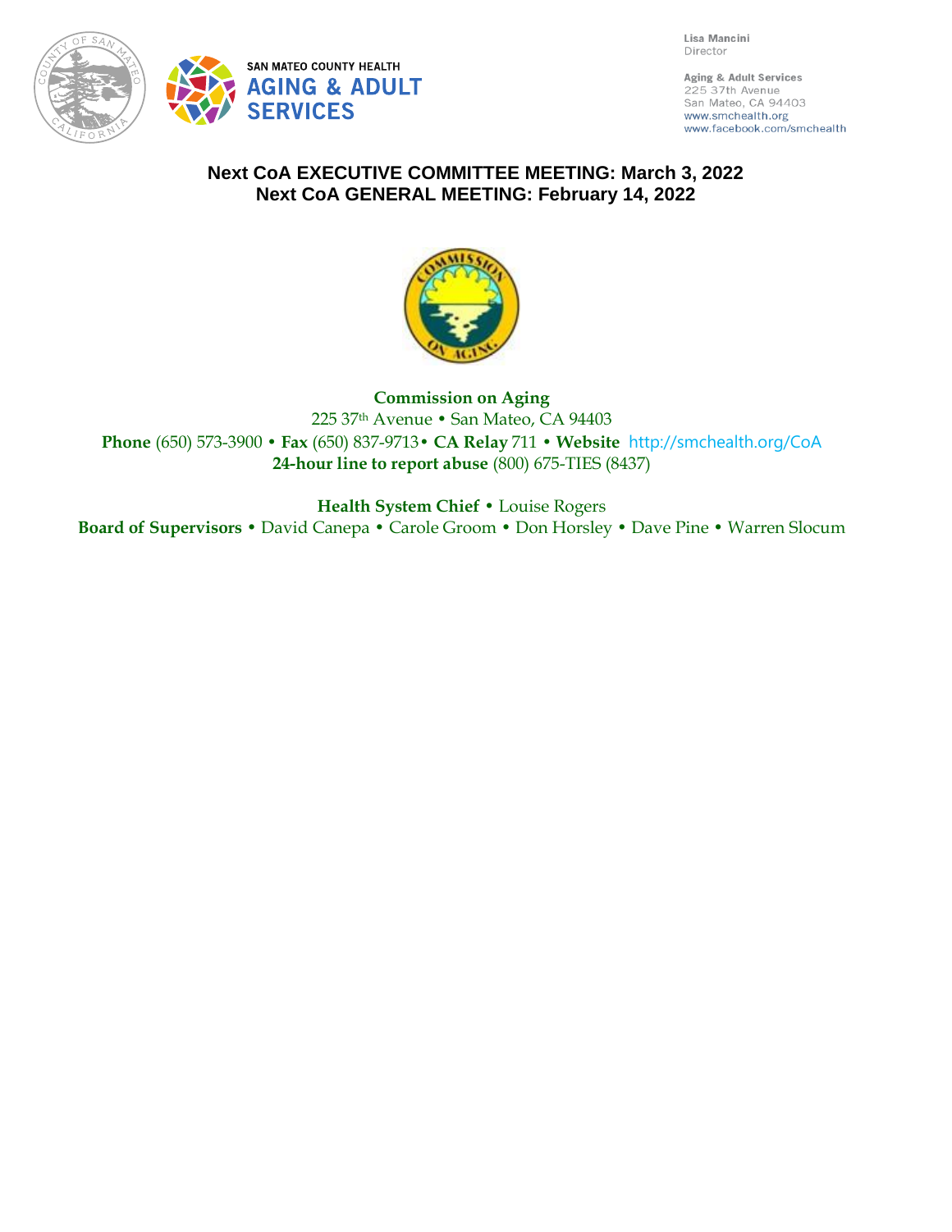Lisa Mancini
Director

**Aging & Adult Services**
225 37th Avenue
San Mateo, CA 94403
www.smchealth.org
www.facebook.com/smchealth

SAN MATEO COUNTY HEALTH
**AGING & ADULT SERVICES**

**Next CoA EXECUTIVE COMMITTEE MEETING: March 3, 2022**
**Next CoA GENERAL MEETING: February 14, 2022**

**Commission on Aging**
225 37th Avenue • San Mateo, CA 94403
**Phone** (650) 573-3900 • **Fax** (650) 837-9713• **CA Relay** 711 • **Website** http://smchealth.org/CoA
**24-hour line to report abuse** (800) 675-TIES (8437)

**Health System Chief** • Louise Rogers
**Board of Supervisors** • David Canepa • Carole Groom • Don Horsley • Dave Pine • Warren Slocum